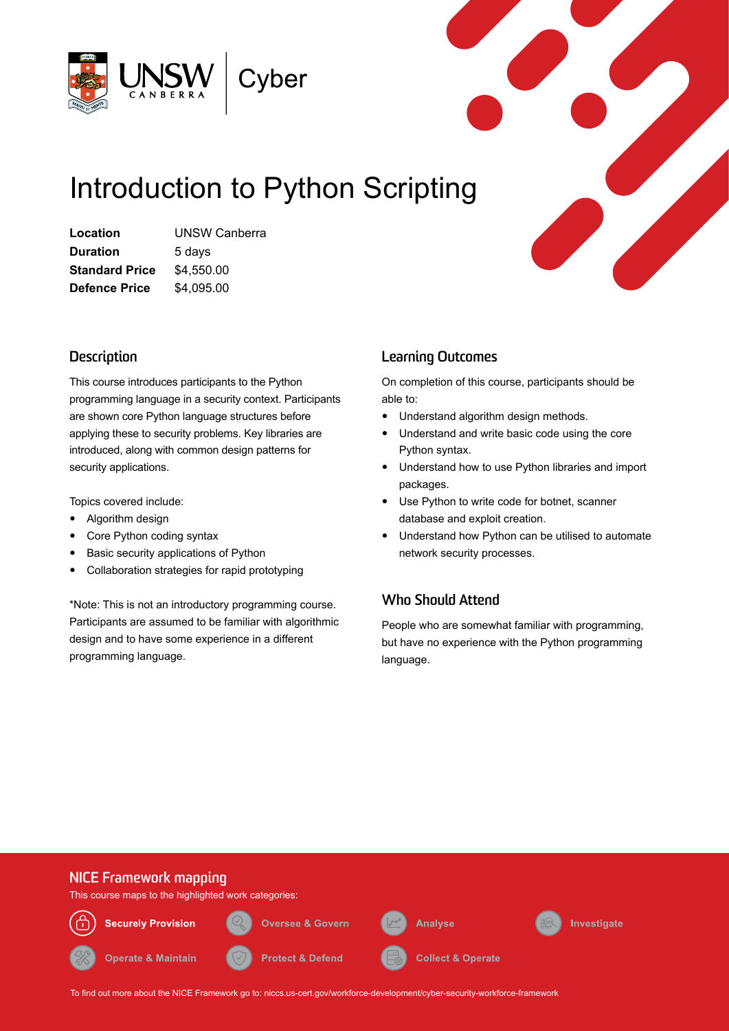# Introduction to Python Scripting

| | |
|---|---|
| **Location** | UNSW Canberra |
| **Duration** | 5 days |
| **Standard Price** | $4,550.00 |
| **Defence Price** | $4,095.00 |

## Description

This course introduces participants to the Python programming language in a security context. Participants are shown core Python language structures before applying these to security problems. Key libraries are introduced, along with common design patterns for security applications.

Topics covered include:

- Algorithm design
- Core Python coding syntax
- Basic security applications of Python
- Collaboration strategies for rapid prototyping

*Note: This is not an introductory programming course. Participants are assumed to be familiar with algorithmic design and to have some experience in a different programming language.

## Learning Outcomes

On completion of this course, participants should be able to:

- Understand algorithm design methods.
- Understand and write basic code using the core Python syntax.
- Understand how to use Python libraries and import packages.
- Use Python to write code for botnet, scanner database and exploit creation.
- Understand how Python can be utilised to automate network security processes.

## Who Should Attend

People who are somewhat familiar with programming, but have no experience with the Python programming language.

## NICE Framework mapping

This course maps to the highlighted work categories:

- **Securely Provision** (highlighted)
- Oversee & Govern
- Analyse
- Investigate
- Operate & Maintain
- Protect & Defend
- Collect & Operate

To find out more about the NICE Framework go to: niccs.us-cert.gov/workforce-development/cyber-security-workforce-framework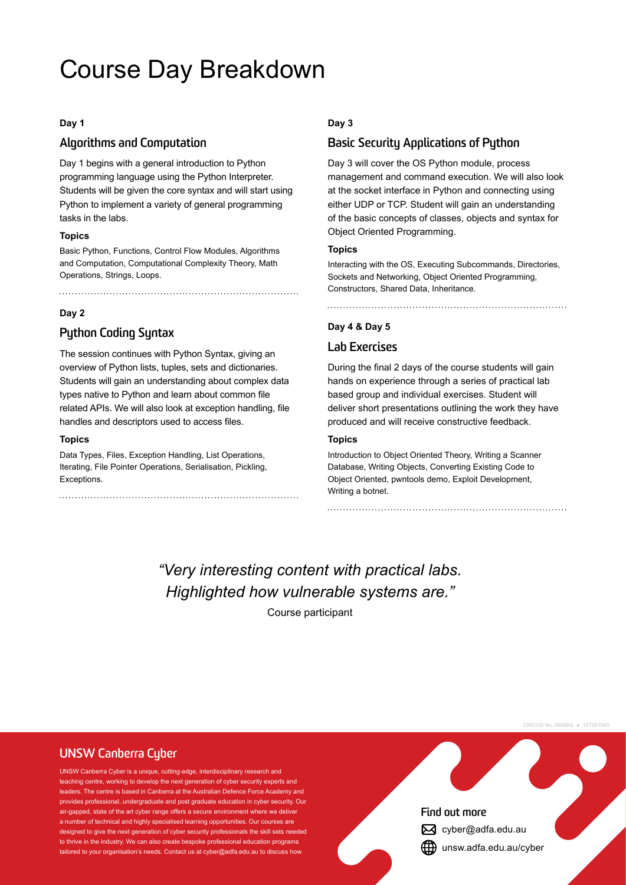# Course Day Breakdown

**Day 1**

## Algorithms and Computation

Day 1 begins with a general introduction to Python programming language using the Python Interpreter. Students will be given the core syntax and will start using Python to implement a variety of general programming tasks in the labs.

**Topics**

Basic Python, Functions, Control Flow Modules, Algorithms and Computation, Computational Complexity Theory, Math Operations, Strings, Loops.

**Day 2**

## Python Coding Syntax

The session continues with Python Syntax, giving an overview of Python lists, tuples, sets and dictionaries. Students will gain an understanding about complex data types native to Python and learn about common file related APIs. We will also look at exception handling, file handles and descriptors used to access files.

**Topics**

Data Types, Files, Exception Handling, List Operations, Iterating, File Pointer Operations, Serialisation, Pickling, Exceptions.

**Day 3**

## Basic Security Applications of Python

Day 3 will cover the OS Python module, process management and command execution. We will also look at the socket interface in Python and connecting using either UDP or TCP. Student will gain an understanding of the basic concepts of classes, objects and syntax for Object Oriented Programming.

**Topics**

Interacting with the OS, Executing Subcommands, Directories, Sockets and Networking, Object Oriented Programming, Constructors, Shared Data, Inheritance.

**Day 4 & Day 5**

## Lab Exercises

During the final 2 days of the course students will gain hands on experience through a series of practical lab based group and individual exercises. Student will deliver short presentations outlining the work they have produced and will receive constructive feedback.

**Topics**

Introduction to Object Oriented Theory, Writing a Scanner Database, Writing Objects, Converting Existing Code to Object Oriented, pwntools demo, Exploit Development, Writing a botnet.

*"Very interesting content with practical labs. Highlighted how vulnerable systems are."*

Course participant

CRICOS No. 00098G • 337361580

## UNSW Canberra Cyber

UNSW Canberra Cyber is a unique, cutting-edge, interdisciplinary research and teaching centre, working to develop the next generation of cyber security experts and leaders. The centre is based in Canberra at the Australian Defence Force Academy and provides professional, undergraduate and post graduate education in cyber security. Our air-gapped, state of the art cyber range offers a secure environment where we deliver a number of technical and highly specialised learning opportunities. Our courses are designed to give the next generation of cyber security professionals the skill sets needed to thrive in the industry. We can also create bespoke professional education programs tailored to your organisation's needs. Contact us at cyber@adfa.edu.au to discuss how.

### Find out more

cyber@adfa.edu.au

unsw.adfa.edu.au/cyber